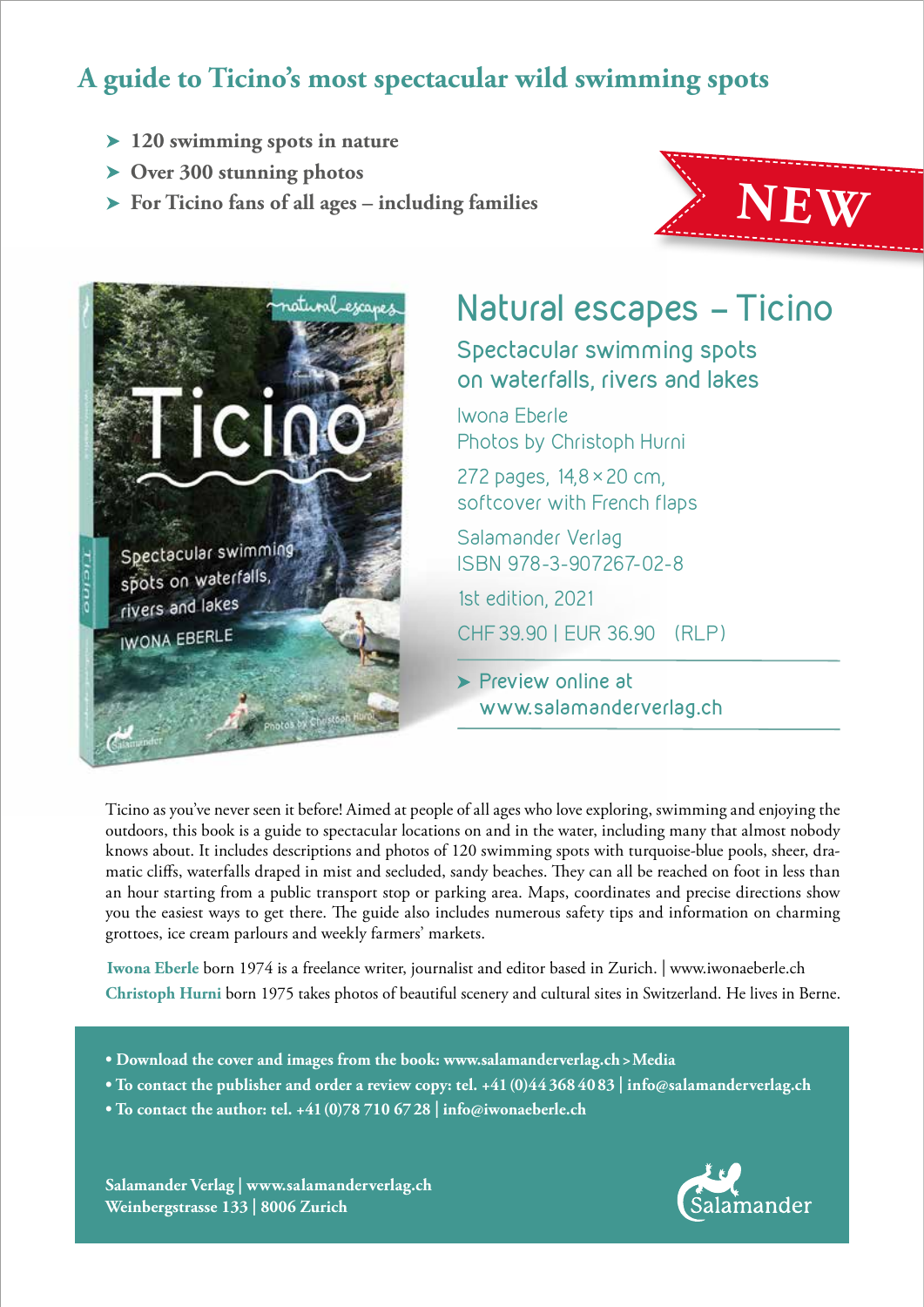# A guide to Ticino's most spectacular wild swimming spots

- 120 swimming spots in nature
- Over 300 stunning photos
- For Ticino fans of all ages – including families

NEW

## Natural escapes – Ticino

### Spectacular swimming spots on waterfalls, rivers and lakes

Iwona Eberle
Photos by Christoph Hurni

272 pages, 14,8 × 20 cm,
softcover with French flaps

Salamander Verlag
ISBN 978-3-907267-02-8

1st edition, 2021

CHF 39.90 | EUR 36.90 (RLP)

- Preview online at www.salamanderverlag.ch

Ticino as you've never seen it before! Aimed at people of all ages who love exploring, swimming and enjoying the outdoors, this book is a guide to spectacular locations on and in the water, including many that almost nobody knows about. It includes descriptions and photos of 120 swimming spots with turquoise-blue pools, sheer, dramatic cliffs, waterfalls draped in mist and secluded, sandy beaches. They can all be reached on foot in less than an hour starting from a public transport stop or parking area. Maps, coordinates and precise directions show you the easiest ways to get there. The guide also includes numerous safety tips and information on charming grottoes, ice cream parlours and weekly farmers' markets.

**Iwona Eberle** born 1974 is a freelance writer, journalist and editor based in Zurich. | www.iwonaeberle.ch

**Christoph Hurni** born 1975 takes photos of beautiful scenery and cultural sites in Switzerland. He lives in Berne.

- **Download the cover and images from the book: www.salamanderverlag.ch > Media**
- **To contact the publisher and order a review copy: tel. +41 (0)44 368 40 83 | info@salamanderverlag.ch**
- **To contact the author: tel. +41 (0)78 710 67 28 | info@iwonaeberle.ch**

**Salamander Verlag | www.salamanderverlag.ch**
**Weinbergstrasse 133 | 8006 Zurich**

Salamander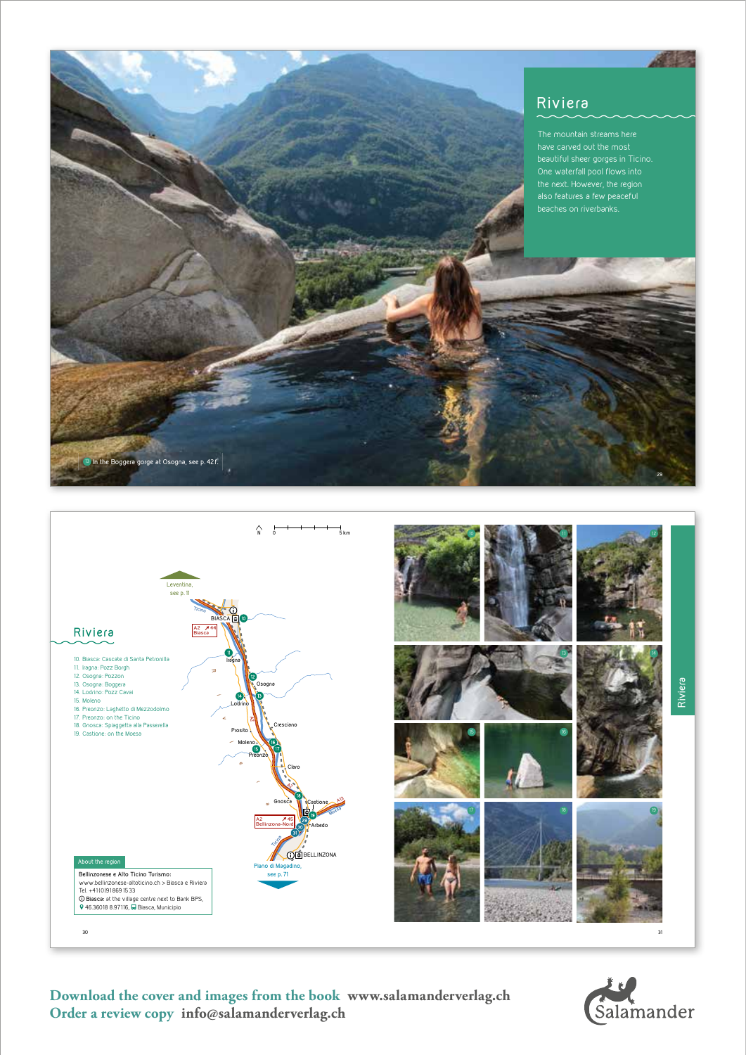## Riviera

The mountain streams here have carved out the most beautiful sheer gorges in Ticino. One waterfall pool flows into the next. However, the region also features a few peaceful beaches on riverbanks.

13 In the Boggera gorge at Osogna, see p. 42 f.

## Riviera

10. Biasca: Cascate di Santa Petronilla
11. Iragna: Pozz Borgh
12. Osogna: Pozzon
13. Osogna: Boggera
14. Lodrino: Pozz Cavai
15. Moleno
16. Preonzo: Laghetto di Mezzodolmo
17. Preonzo: on the Ticino
18. Gnosca: Spiaggetta alla Passerella
19. Castione: on the Moesa

Leventina, see p. 11

Piano di Magadino, see p. 71

**About the region**

Bellinzonese e Alto Ticino Turismo:
www.bellinzonese-altoticino.ch > Biasca e Riviera
Tel. +41(0)91869 15 33
Biasca: at the village centre next to Bank BPS,
46.36018 8.97116, Biasca, Municipio

**Download the cover and images from the book** www.salamanderverlag.ch
**Order a review copy** info@salamanderverlag.ch

Salamander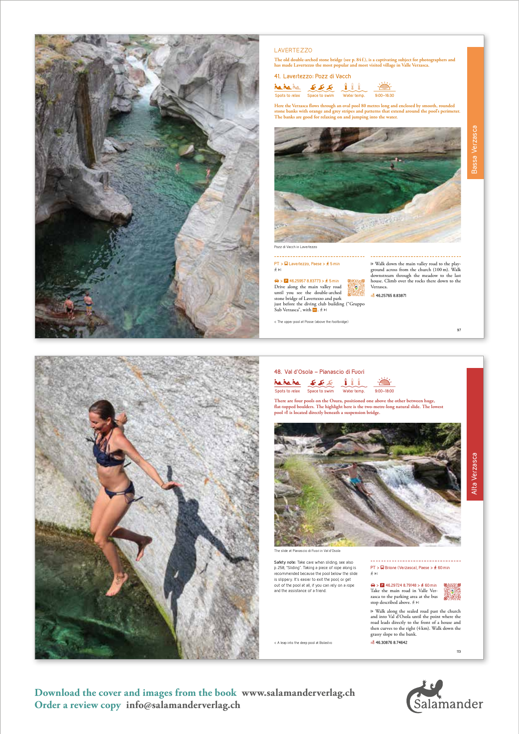## LAVERTEZZO

The old double-arched stone bridge (see p. 84 f.), is a captivating subject for photographers and has made Lavertezzo the most popular and most visited village in Valle Verzasca.

### 41. Lavertezzo: Pozz di Vacch

Spots to relax · Space to swim · Water temp. · 9:00–16:30

Here the Verzasca flows through an oval pool 80 metres long and enclosed by smooth, rounded stone banks with orange and grey stripes and patterns that extend around the pool's perimeter. The banks are good for relaxing on and jumping into the water.

Pozz di Vacch in Lavertezzo

PT > Lavertezzo, Paese > 5 min

> P 46.25957 8.83773 > 5 min
Drive along the main valley road until you see the double-arched stone bridge of Lavertezzo and park just before the diving club building ("Gruppo Sub Verzasca", with ).

Walk down the main valley road to the playground across from the church (100 m). Walk downstream through the meadow to the last house. Climb over the rocks there down to the Verzasca.

46.25765 8.83871

< The upper pool at Posse (above the footbridge)

Bassa Verzasca

### 48. Val d'Osola – Pianascio di Fuori

Spots to relax · Space to swim · Water temp. · 9:00–18:00

There are four pools on the Osura, positioned one above the other between huge, flat-topped boulders. The highlight here is the two-metre-long natural slide. The lowest pool is located directly beneath a suspension bridge.

The slide at Pianascio di Fuori in Val d'Osola

Safety note: Take care when sliding; see also p. 258, "Sliding". Taking a piece of rope along is recommended because the pool below the slide is slippery. It's easier to exit the pool, or get out of the pool at all, if you can rely on a rope and the assistance of a friend.

PT > Brione (Verzasca), Paese > 60 min

> P 46.29724 8.79148 > 60 min
Take the main road in Valle Verzasca to the parking area at the bus stop described above.

Walk along the sealed road past the church and into Val d'Osola until the point where the road leads directly to the front of a house and then curves to the right (4 km). Walk down the grassy slope to the bank.

46.30876 8.74642

< A leap into the deep pool at Bolastro

Alta Verzasca

**Download the cover and images from the book** www.salamanderverlag.ch
**Order a review copy** info@salamanderverlag.ch

Salamander